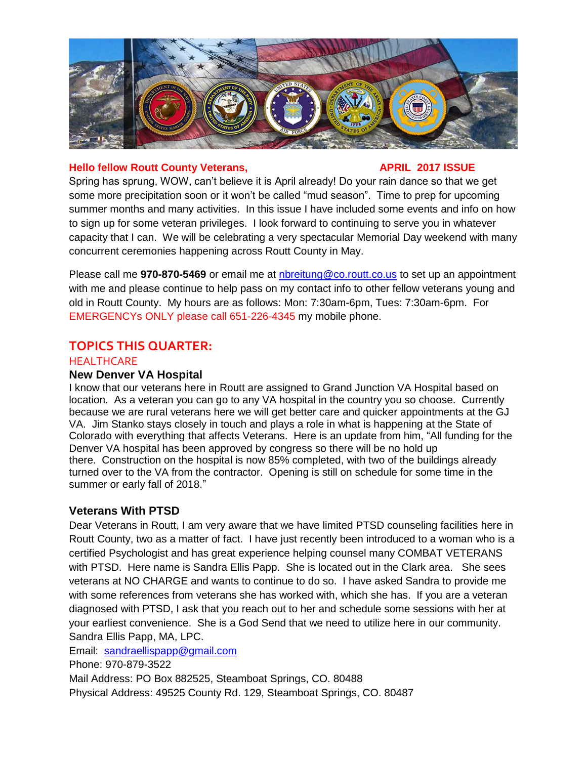**Hello fellow Routt County Veterans,** **APRIL 2017 ISSUE**

Spring has sprung, WOW, can't believe it is April already! Do your rain dance so that we get some more precipitation soon or it won't be called "mud season". Time to prep for upcoming summer months and many activities. In this issue I have included some events and info on how to sign up for some veteran privileges. I look forward to continuing to serve you in whatever capacity that I can. We will be celebrating a very spectacular Memorial Day weekend with many concurrent ceremonies happening across Routt County in May.

Please call me **970-870-5469** or email me at nbreitung@co.routt.co.us to set up an appointment with me and please continue to help pass on my contact info to other fellow veterans young and old in Routt County. My hours are as follows: Mon: 7:30am-6pm, Tues: 7:30am-6pm. For EMERGENCYs ONLY please call 651-226-4345 my mobile phone.

## TOPICS THIS QUARTER:

### HEALTHCARE

### New Denver VA Hospital

I know that our veterans here in Routt are assigned to Grand Junction VA Hospital based on location. As a veteran you can go to any VA hospital in the country you so choose. Currently because we are rural veterans here we will get better care and quicker appointments at the GJ VA. Jim Stanko stays closely in touch and plays a role in what is happening at the State of Colorado with everything that affects Veterans. Here is an update from him, "All funding for the Denver VA hospital has been approved by congress so there will be no hold up there. Construction on the hospital is now 85% completed, with two of the buildings already turned over to the VA from the contractor. Opening is still on schedule for some time in the summer or early fall of 2018."

### Veterans With PTSD

Dear Veterans in Routt, I am very aware that we have limited PTSD counseling facilities here in Routt County, two as a matter of fact. I have just recently been introduced to a woman who is a certified Psychologist and has great experience helping counsel many COMBAT VETERANS with PTSD. Here name is Sandra Ellis Papp. She is located out in the Clark area. She sees veterans at NO CHARGE and wants to continue to do so. I have asked Sandra to provide me with some references from veterans she has worked with, which she has. If you are a veteran diagnosed with PTSD, I ask that you reach out to her and schedule some sessions with her at your earliest convenience. She is a God Send that we need to utilize here in our community.

Sandra Ellis Papp, MA, LPC.

Email: sandraellispapp@gmail.com

Phone: 970-879-3522

Mail Address: PO Box 882525, Steamboat Springs, CO. 80488

Physical Address: 49525 County Rd. 129, Steamboat Springs, CO. 80487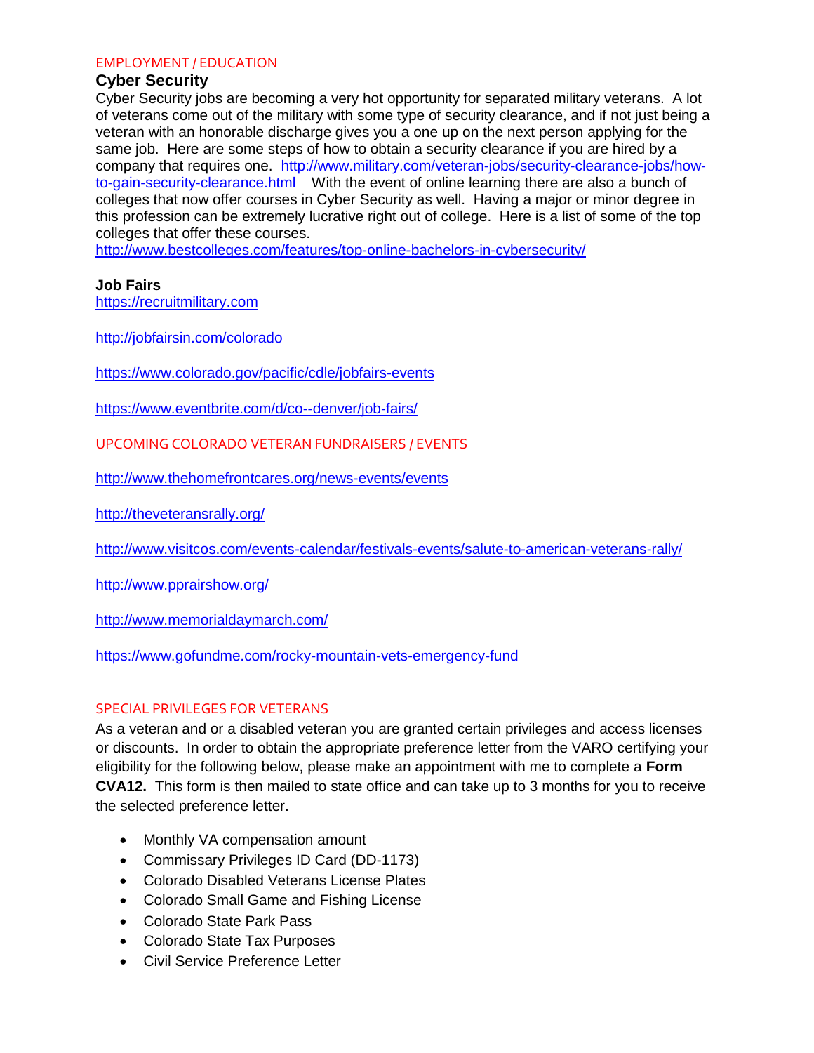## EMPLOYMENT / EDUCATION

### Cyber Security

Cyber Security jobs are becoming a very hot opportunity for separated military veterans. A lot of veterans come out of the military with some type of security clearance, and if not just being a veteran with an honorable discharge gives you a one up on the next person applying for the same job. Here are some steps of how to obtain a security clearance if you are hired by a company that requires one. http://www.military.com/veteran-jobs/security-clearance-jobs/how-to-gain-security-clearance.html With the event of online learning there are also a bunch of colleges that now offer courses in Cyber Security as well. Having a major or minor degree in this profession can be extremely lucrative right out of college. Here is a list of some of the top colleges that offer these courses.
http://www.bestcolleges.com/features/top-online-bachelors-in-cybersecurity/

### Job Fairs

https://recruitmilitary.com

http://jobfairsin.com/colorado

https://www.colorado.gov/pacific/cdle/jobfairs-events

https://www.eventbrite.com/d/co--denver/job-fairs/

## UPCOMING COLORADO VETERAN FUNDRAISERS / EVENTS

http://www.thehomefrontcares.org/news-events/events

http://theveteransrally.org/

http://www.visitcos.com/events-calendar/festivals-events/salute-to-american-veterans-rally/

http://www.pprairshow.org/

http://www.memorialdaymarch.com/

https://www.gofundme.com/rocky-mountain-vets-emergency-fund

## SPECIAL PRIVILEGES FOR VETERANS

As a veteran and or a disabled veteran you are granted certain privileges and access licenses or discounts. In order to obtain the appropriate preference letter from the VARO certifying your eligibility for the following below, please make an appointment with me to complete a **Form CVA12.** This form is then mailed to state office and can take up to 3 months for you to receive the selected preference letter.

- Monthly VA compensation amount
- Commissary Privileges ID Card (DD-1173)
- Colorado Disabled Veterans License Plates
- Colorado Small Game and Fishing License
- Colorado State Park Pass
- Colorado State Tax Purposes
- Civil Service Preference Letter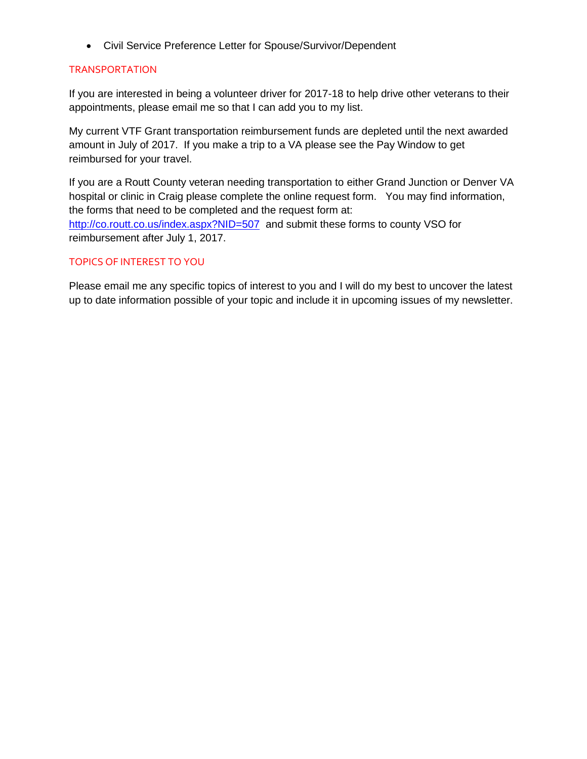- Civil Service Preference Letter for Spouse/Survivor/Dependent

## TRANSPORTATION

If you are interested in being a volunteer driver for 2017-18 to help drive other veterans to their appointments, please email me so that I can add you to my list.

My current VTF Grant transportation reimbursement funds are depleted until the next awarded amount in July of 2017. If you make a trip to a VA please see the Pay Window to get reimbursed for your travel.

If you are a Routt County veteran needing transportation to either Grand Junction or Denver VA hospital or clinic in Craig please complete the online request form. You may find information, the forms that need to be completed and the request form at: http://co.routt.co.us/index.aspx?NID=507 and submit these forms to county VSO for reimbursement after July 1, 2017.

## TOPICS OF INTEREST TO YOU

Please email me any specific topics of interest to you and I will do my best to uncover the latest up to date information possible of your topic and include it in upcoming issues of my newsletter.